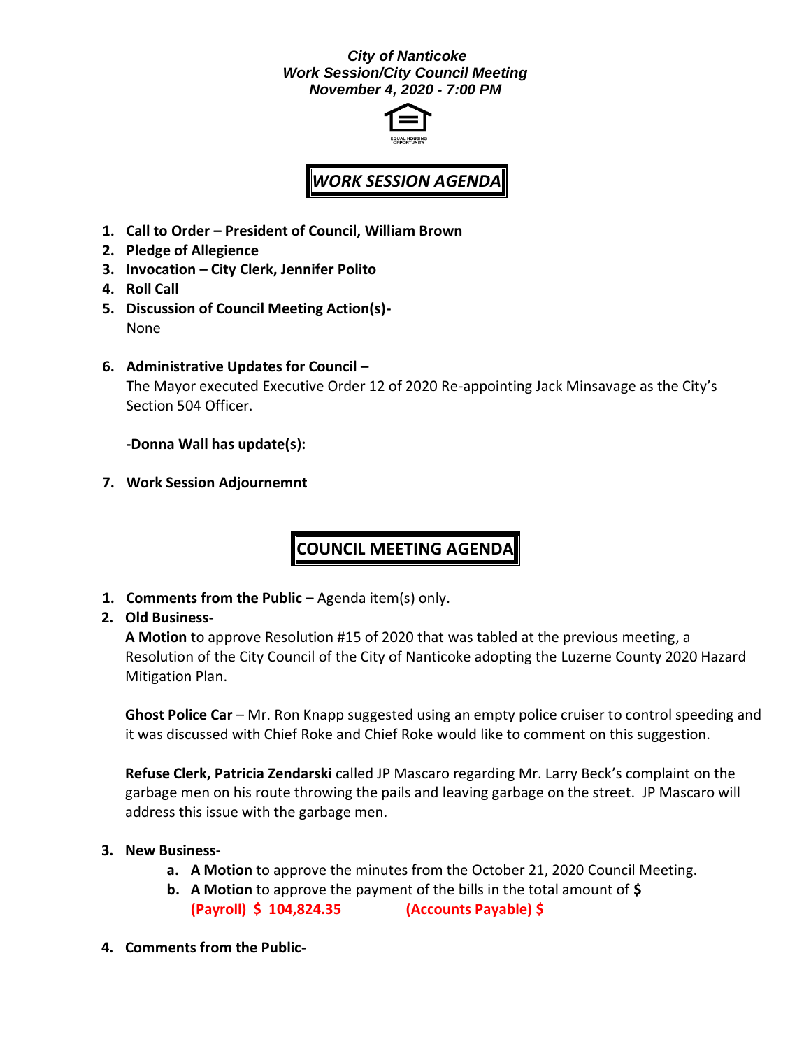***City of Nanticoke***
***Work Session/City Council Meeting***
***November 4, 2020 - 7:00 PM***

## *WORK SESSION AGENDA*

1. **Call to Order – President of Council, William Brown**
2. **Pledge of Allegience**
3. **Invocation – City Clerk, Jennifer Polito**
4. **Roll Call**
5. **Discussion of Council Meeting Action(s)-**
   None
6. **Administrative Updates for Council –**
   The Mayor executed Executive Order 12 of 2020 Re-appointing Jack Minsavage as the City's Section 504 Officer.

   **-Donna Wall has update(s):**
7. **Work Session Adjournemnt**

## COUNCIL MEETING AGENDA

1. **Comments from the Public –** Agenda item(s) only.
2. **Old Business-**
   **A Motion** to approve Resolution #15 of 2020 that was tabled at the previous meeting, a Resolution of the City Council of the City of Nanticoke adopting the Luzerne County 2020 Hazard Mitigation Plan.

   **Ghost Police Car** – Mr. Ron Knapp suggested using an empty police cruiser to control speeding and it was discussed with Chief Roke and Chief Roke would like to comment on this suggestion.

   **Refuse Clerk, Patricia Zendarski** called JP Mascaro regarding Mr. Larry Beck's complaint on the garbage men on his route throwing the pails and leaving garbage on the street. JP Mascaro will address this issue with the garbage men.
3. **New Business-**
   a. **A Motion** to approve the minutes from the October 21, 2020 Council Meeting.
   b. **A Motion** to approve the payment of the bills in the total amount of **$**
      **(Payroll) $ 104,824.35** **(Accounts Payable) $**
4. **Comments from the Public-**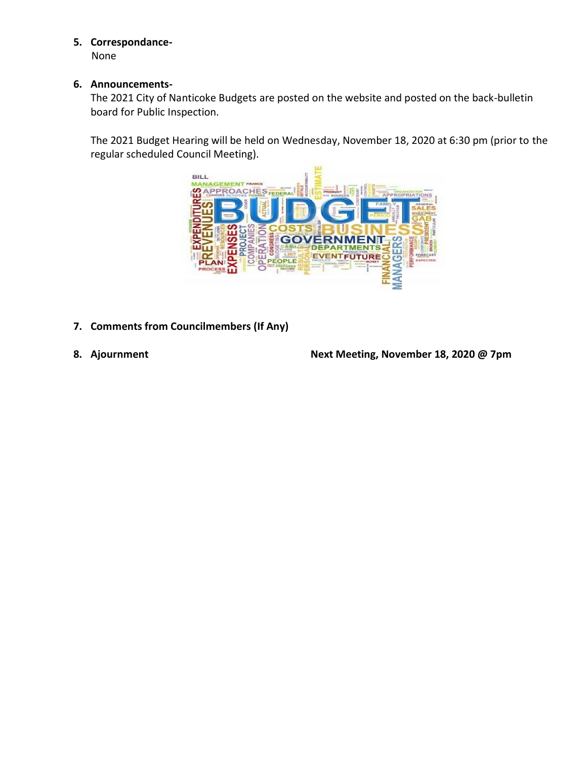5. **Correspondance-**
   None

6. **Announcements-**
   The 2021 City of Nanticoke Budgets are posted on the website and posted on the back-bulletin board for Public Inspection.

   The 2021 Budget Hearing will be held on Wednesday, November 18, 2020 at 6:30 pm (prior to the regular scheduled Council Meeting).

7. **Comments from Councilmembers (If Any)**

8. **Ajournment** **Next Meeting, November 18, 2020 @ 7pm**